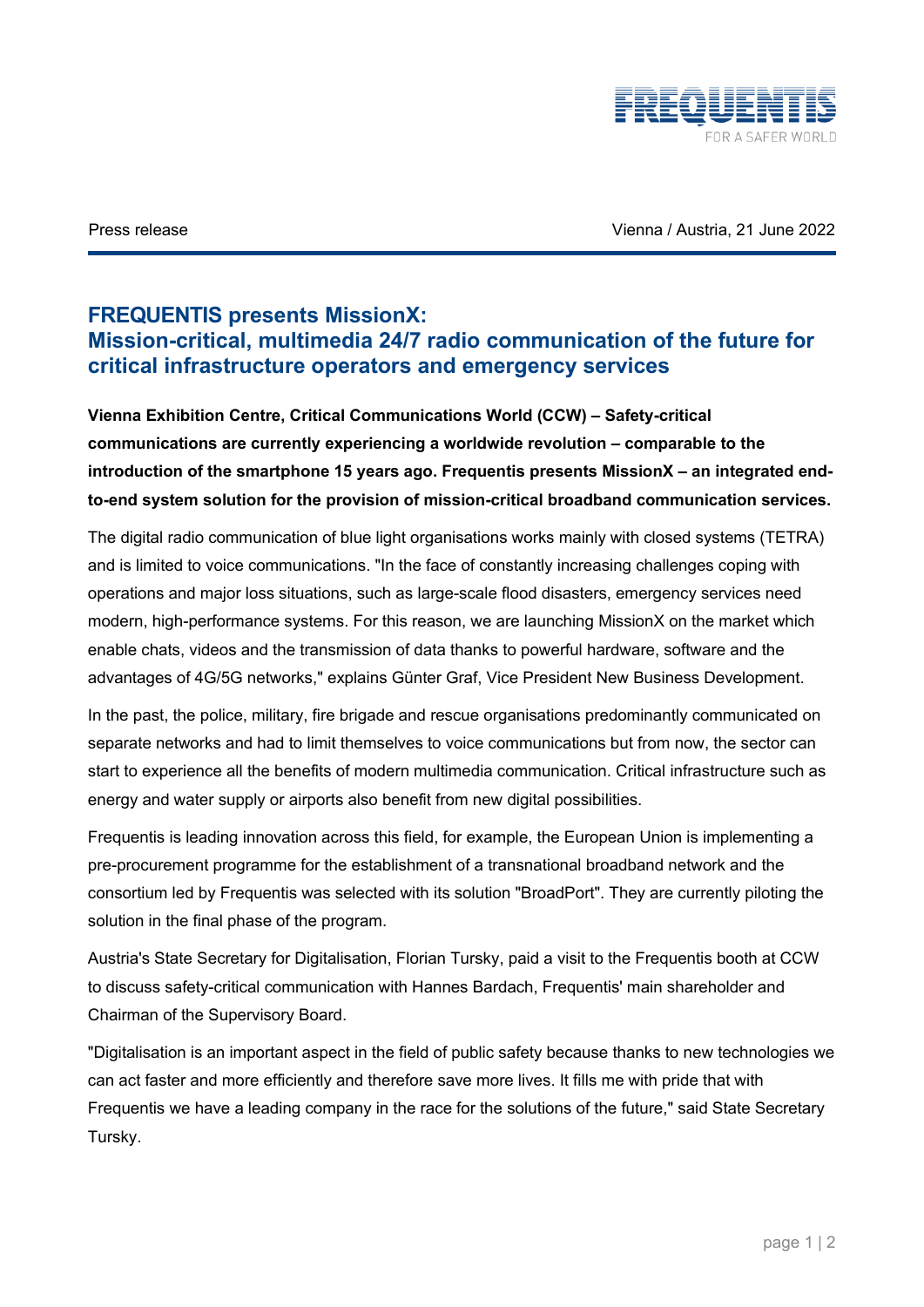Press release

Vienna / Austria, 21 June 2022

# FREQUENTIS presents MissionX: Mission-critical, multimedia 24/7 radio communication of the future for critical infrastructure operators and emergency services

**Vienna Exhibition Centre, Critical Communications World (CCW) – Safety-critical communications are currently experiencing a worldwide revolution – comparable to the introduction of the smartphone 15 years ago. Frequentis presents MissionX – an integrated end-to-end system solution for the provision of mission-critical broadband communication services.**

The digital radio communication of blue light organisations works mainly with closed systems (TETRA) and is limited to voice communications. "In the face of constantly increasing challenges coping with operations and major loss situations, such as large-scale flood disasters, emergency services need modern, high-performance systems. For this reason, we are launching MissionX on the market which enable chats, videos and the transmission of data thanks to powerful hardware, software and the advantages of 4G/5G networks," explains Günter Graf, Vice President New Business Development.

In the past, the police, military, fire brigade and rescue organisations predominantly communicated on separate networks and had to limit themselves to voice communications but from now, the sector can start to experience all the benefits of modern multimedia communication. Critical infrastructure such as energy and water supply or airports also benefit from new digital possibilities.

Frequentis is leading innovation across this field, for example, the European Union is implementing a pre-procurement programme for the establishment of a transnational broadband network and the consortium led by Frequentis was selected with its solution "BroadPort". They are currently piloting the solution in the final phase of the program.

Austria's State Secretary for Digitalisation, Florian Tursky, paid a visit to the Frequentis booth at CCW to discuss safety-critical communication with Hannes Bardach, Frequentis' main shareholder and Chairman of the Supervisory Board.

"Digitalisation is an important aspect in the field of public safety because thanks to new technologies we can act faster and more efficiently and therefore save more lives. It fills me with pride that with Frequentis we have a leading company in the race for the solutions of the future," said State Secretary Tursky.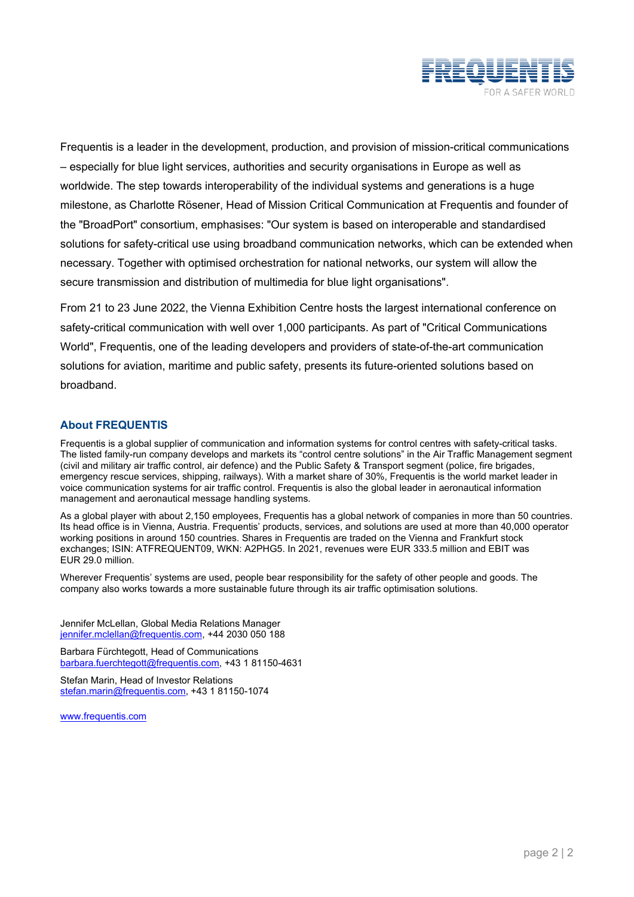Frequentis is a leader in the development, production, and provision of mission-critical communications – especially for blue light services, authorities and security organisations in Europe as well as worldwide. The step towards interoperability of the individual systems and generations is a huge milestone, as Charlotte Rösener, Head of Mission Critical Communication at Frequentis and founder of the "BroadPort" consortium, emphasises: "Our system is based on interoperable and standardised solutions for safety-critical use using broadband communication networks, which can be extended when necessary. Together with optimised orchestration for national networks, our system will allow the secure transmission and distribution of multimedia for blue light organisations".

From 21 to 23 June 2022, the Vienna Exhibition Centre hosts the largest international conference on safety-critical communication with well over 1,000 participants. As part of "Critical Communications World", Frequentis, one of the leading developers and providers of state-of-the-art communication solutions for aviation, maritime and public safety, presents its future-oriented solutions based on broadband.

## About FREQUENTIS

Frequentis is a global supplier of communication and information systems for control centres with safety-critical tasks. The listed family-run company develops and markets its "control centre solutions" in the Air Traffic Management segment (civil and military air traffic control, air defence) and the Public Safety & Transport segment (police, fire brigades, emergency rescue services, shipping, railways). With a market share of 30%, Frequentis is the world market leader in voice communication systems for air traffic control. Frequentis is also the global leader in aeronautical information management and aeronautical message handling systems.

As a global player with about 2,150 employees, Frequentis has a global network of companies in more than 50 countries. Its head office is in Vienna, Austria. Frequentis' products, services, and solutions are used at more than 40,000 operator working positions in around 150 countries. Shares in Frequentis are traded on the Vienna and Frankfurt stock exchanges; ISIN: ATFREQUENT09, WKN: A2PHG5. In 2021, revenues were EUR 333.5 million and EBIT was EUR 29.0 million.

Wherever Frequentis' systems are used, people bear responsibility for the safety of other people and goods. The company also works towards a more sustainable future through its air traffic optimisation solutions.

Jennifer McLellan, Global Media Relations Manager
jennifer.mclellan@frequentis.com, +44 2030 050 188

Barbara Fürchtegott, Head of Communications
barbara.fuerchtegott@frequentis.com, +43 1 81150-4631

Stefan Marin, Head of Investor Relations
stefan.marin@frequentis.com, +43 1 81150-1074

www.frequentis.com